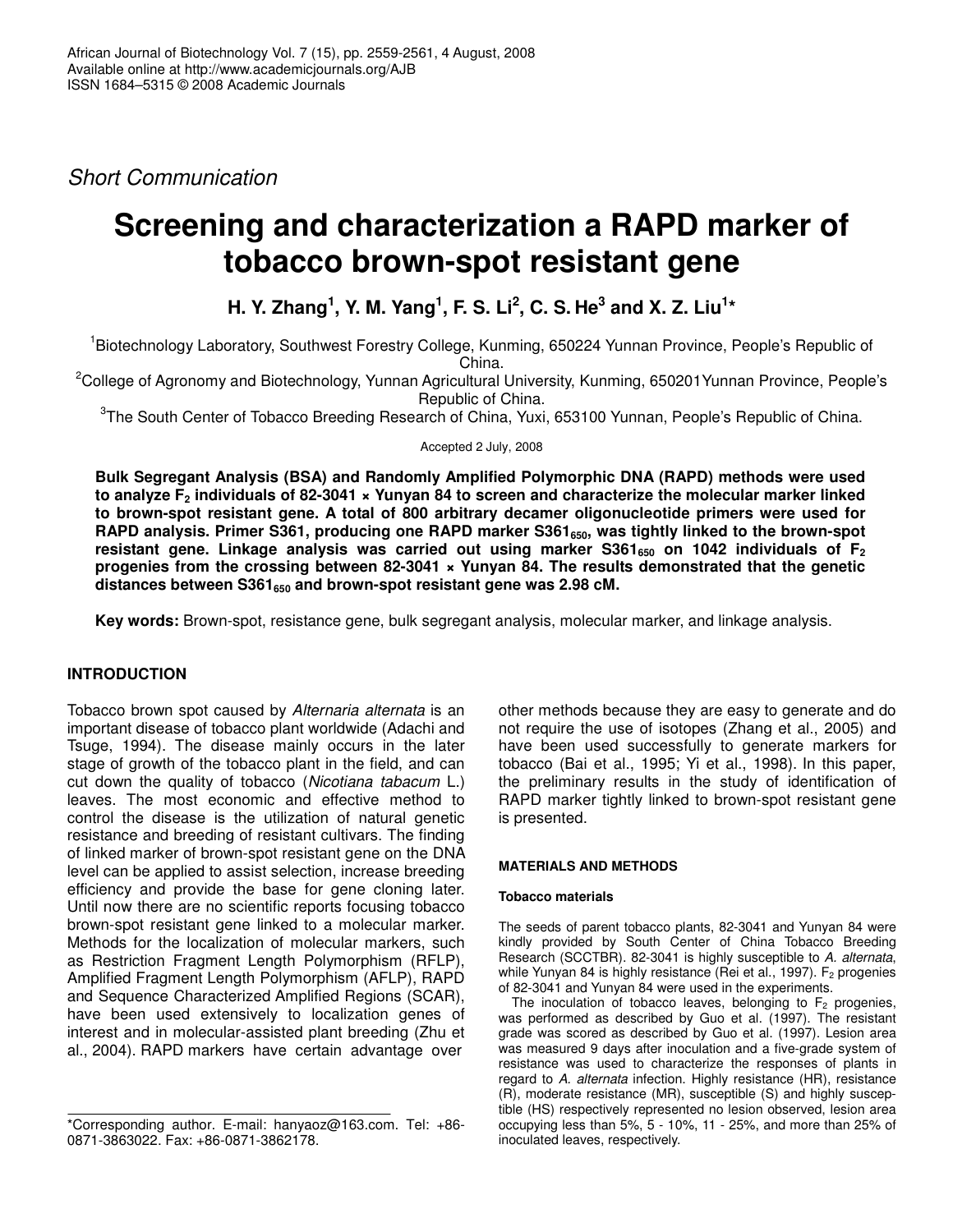*Short Communication*

# Screening and characterization a RAPD marker of tobacco brown-spot resistant gene

**H. Y. Zhang[1], Y. M. Yang[1], F. S. Li[2], C. S. He[3] and X. Z. Liu[1]***

[1]Biotechnology Laboratory, Southwest Forestry College, Kunming, 650224 Yunnan Province, People's Republic of China.

[2]College of Agronomy and Biotechnology, Yunnan Agricultural University, Kunming, 650201Yunnan Province, People's Republic of China.

[3]The South Center of Tobacco Breeding Research of China, Yuxi, 653100 Yunnan, People's Republic of China.

Accepted 2 July, 2008

**Bulk Segregant Analysis (BSA) and Randomly Amplified Polymorphic DNA (RAPD) methods were used to analyze $F_2$ individuals of 82-3041 × Yunyan 84 to screen and characterize the molecular marker linked to brown-spot resistant gene. A total of 800 arbitrary decamer oligonucleotide primers were used for RAPD analysis. Primer S361, producing one RAPD marker $S361_{650}$, was tightly linked to the brown-spot resistant gene. Linkage analysis was carried out using marker $S361_{650}$ on 1042 individuals of $F_2$ progenies from the crossing between 82-3041 × Yunyan 84. The results demonstrated that the genetic distances between $S361_{650}$ and brown-spot resistant gene was 2.98 cM.**

**Key words:** Brown-spot, resistance gene, bulk segregant analysis, molecular marker, and linkage analysis.

## INTRODUCTION

Tobacco brown spot caused by *Alternaria alternata* is an important disease of tobacco plant worldwide (Adachi and Tsuge, 1994). The disease mainly occurs in the later stage of growth of the tobacco plant in the field, and can cut down the quality of tobacco (*Nicotiana tabacum* L.) leaves. The most economic and effective method to control the disease is the utilization of natural genetic resistance and breeding of resistant cultivars. The finding of linked marker of brown-spot resistant gene on the DNA level can be applied to assist selection, increase breeding efficiency and provide the base for gene cloning later. Until now there are no scientific reports focusing tobacco brown-spot resistant gene linked to a molecular marker. Methods for the localization of molecular markers, such as Restriction Fragment Length Polymorphism (RFLP), Amplified Fragment Length Polymorphism (AFLP), RAPD and Sequence Characterized Amplified Regions (SCAR), have been used extensively to localization genes of interest and in molecular-assisted plant breeding (Zhu et al., 2004). RAPD markers have certain advantage over other methods because they are easy to generate and do not require the use of isotopes (Zhang et al., 2005) and have been used successfully to generate markers for tobacco (Bai et al., 1995; Yi et al., 1998). In this paper, the preliminary results in the study of identification of RAPD marker tightly linked to brown-spot resistant gene is presented.

## MATERIALS AND METHODS

### Tobacco materials

The seeds of parent tobacco plants, 82-3041 and Yunyan 84 were kindly provided by South Center of China Tobacco Breeding Research (SCCTBR). 82-3041 is highly susceptible to *A. alternata*, while Yunyan 84 is highly resistance (Rei et al., 1997). $F_2$ progenies of 82-3041 and Yunyan 84 were used in the experiments.

The inoculation of tobacco leaves, belonging to $F_2$ progenies, was performed as described by Guo et al. (1997). The resistant grade was scored as described by Guo et al. (1997). Lesion area was measured 9 days after inoculation and a five-grade system of resistance was used to characterize the responses of plants in regard to *A. alternata* infection. Highly resistance (HR), resistance (R), moderate resistance (MR), susceptible (S) and highly susceptible (HS) respectively represented no lesion observed, lesion area occupying less than 5%, 5 - 10%, 11 - 25%, and more than 25% of inoculated leaves, respectively.

*Corresponding author. E-mail: hanyaoz@163.com. Tel: +86-0871-3863022. Fax: +86-0871-3862178.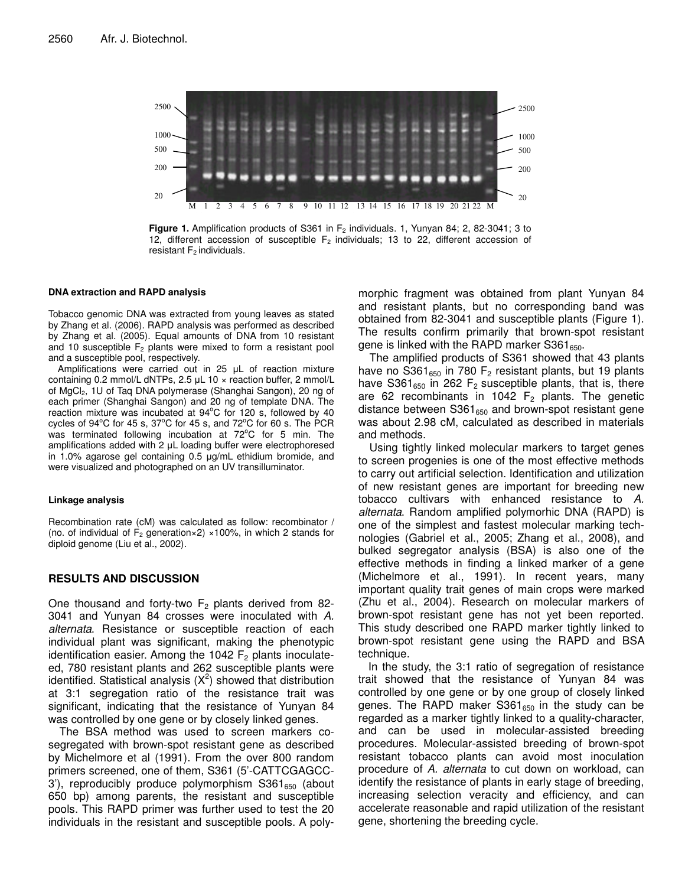**Figure 1.** Amplification products of S361 in $F_2$ individuals. 1, Yunyan 84; 2, 82-3041; 3 to 12, different accession of susceptible $F_2$ individuals; 13 to 22, different accession of resistant $F_2$ individuals.

#### DNA extraction and RAPD analysis

Tobacco genomic DNA was extracted from young leaves as stated by Zhang et al. (2006). RAPD analysis was performed as described by Zhang et al. (2005). Equal amounts of DNA from 10 resistant and 10 susceptible $F_2$ plants were mixed to form a resistant pool and a susceptible pool, respectively.

Amplifications were carried out in 25 μL of reaction mixture containing 0.2 mmol/L dNTPs, 2.5 μL 10 × reaction buffer, 2 mmol/L of $MgCl_2$, 1U of Taq DNA polymerase (Shanghai Sangon), 20 ng of each primer (Shanghai Sangon) and 20 ng of template DNA. The reaction mixture was incubated at 94°C for 120 s, followed by 40 cycles of 94°C for 45 s, 37°C for 45 s, and 72°C for 60 s. The PCR was terminated following incubation at 72°C for 5 min. The amplifications added with 2 μL loading buffer were electrophoresed in 1.0% agarose gel containing 0.5 μg/mL ethidium bromide, and were visualized and photographed on an UV transilluminator.

#### Linkage analysis

Recombination rate (cM) was calculated as follow: recombinator / (no. of individual of $F_2$ generation×2) ×100%, in which 2 stands for diploid genome (Liu et al., 2002).

## RESULTS AND DISCUSSION

One thousand and forty-two $F_2$ plants derived from 82-3041 and Yunyan 84 crosses were inoculated with *A. alternata*. Resistance or susceptible reaction of each individual plant was significant, making the phenotypic identification easier. Among the 1042 $F_2$ plants inoculateed, 780 resistant plants and 262 susceptible plants were identified. Statistical analysis ($X^2$) showed that distribution at 3:1 segregation ratio of the resistance trait was significant, indicating that the resistance of Yunyan 84 was controlled by one gene or by closely linked genes.

The BSA method was used to screen markers co-segregated with brown-spot resistant gene as described by Michelmore et al (1991). From the over 800 random primers screened, one of them, S361 (5'-CATTCGAGCC-3'), reproducibly produce polymorphism $S361_{650}$ (about 650 bp) among parents, the resistant and susceptible pools. This RAPD primer was further used to test the 20 individuals in the resistant and susceptible pools. A polymorphic fragment was obtained from plant Yunyan 84 and resistant plants, but no corresponding band was obtained from 82-3041 and susceptible plants (Figure 1). The results confirm primarily that brown-spot resistant gene is linked with the RAPD marker $S361_{650}$.

The amplified products of S361 showed that 43 plants have no $S361_{650}$ in 780 $F_2$ resistant plants, but 19 plants have $S361_{650}$ in 262 $F_2$ susceptible plants, that is, there are 62 recombinants in 1042 $F_2$ plants. The genetic distance between $S361_{650}$ and brown-spot resistant gene was about 2.98 cM, calculated as described in materials and methods.

Using tightly linked molecular markers to target genes to screen progenies is one of the most effective methods to carry out artificial selection. Identification and utilization of new resistant genes are important for breeding new tobacco cultivars with enhanced resistance to *A. alternata*. Random amplified polymorhic DNA (RAPD) is one of the simplest and fastest molecular marking technologies (Gabriel et al., 2005; Zhang et al., 2008), and bulked segregator analysis (BSA) is also one of the effective methods in finding a linked marker of a gene (Michelmore et al., 1991). In recent years, many important quality trait genes of main crops were marked (Zhu et al., 2004). Research on molecular markers of brown-spot resistant gene has not yet been reported. This study described one RAPD marker tightly linked to brown-spot resistant gene using the RAPD and BSA technique.

In the study, the 3:1 ratio of segregation of resistance trait showed that the resistance of Yunyan 84 was controlled by one gene or by one group of closely linked genes. The RAPD maker $S361_{650}$ in the study can be regarded as a marker tightly linked to a quality-character, and can be used in molecular-assisted breeding procedures. Molecular-assisted breeding of brown-spot resistant tobacco plants can avoid most inoculation procedure of *A. alternata* to cut down on workload, can identify the resistance of plants in early stage of breeding, increasing selection veracity and efficiency, and can accelerate reasonable and rapid utilization of the resistant gene, shortening the breeding cycle.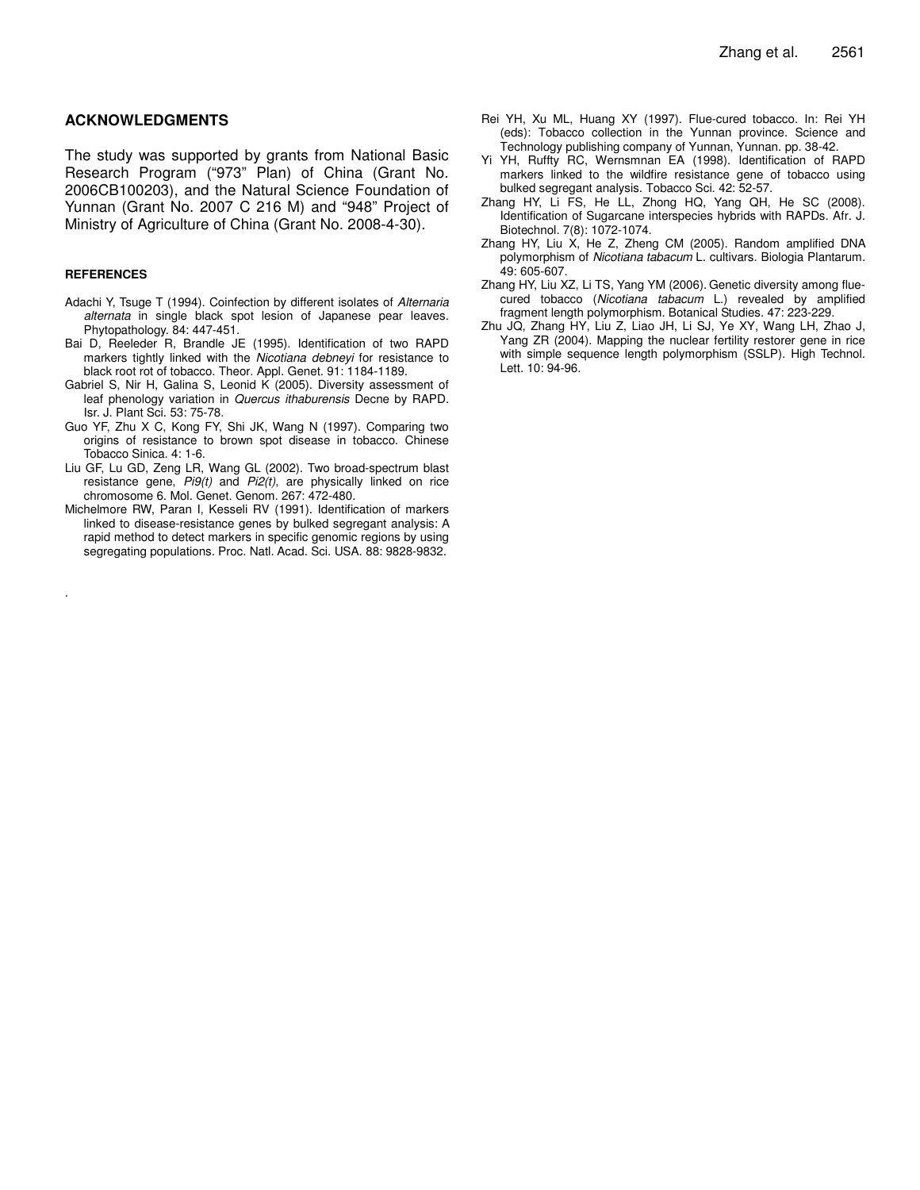## ACKNOWLEDGMENTS

The study was supported by grants from National Basic Research Program ("973" Plan) of China (Grant No. 2006CB100203), and the Natural Science Foundation of Yunnan (Grant No. 2007 C 216 M) and "948" Project of Ministry of Agriculture of China (Grant No. 2008-4-30).

### REFERENCES

Adachi Y, Tsuge T (1994). Coinfection by different isolates of *Alternaria alternata* in single black spot lesion of Japanese pear leaves. Phytopathology. 84: 447-451.

Bai D, Reeleder R, Brandle JE (1995). Identification of two RAPD markers tightly linked with the *Nicotiana debneyi* for resistance to black root rot of tobacco. Theor. Appl. Genet. 91: 1184-1189.

Gabriel S, Nir H, Galina S, Leonid K (2005). Diversity assessment of leaf phenology variation in *Quercus ithaburensis* Decne by RAPD. Isr. J. Plant Sci. 53: 75-78.

Guo YF, Zhu X C, Kong FY, Shi JK, Wang N (1997). Comparing two origins of resistance to brown spot disease in tobacco. Chinese Tobacco Sinica. 4: 1-6.

Liu GF, Lu GD, Zeng LR, Wang GL (2002). Two broad-spectrum blast resistance gene, *Pi9(t)* and *Pi2(t)*, are physically linked on rice chromosome 6. Mol. Genet. Genom. 267: 472-480.

Michelmore RW, Paran I, Kesseli RV (1991). Identification of markers linked to disease-resistance genes by bulked segregant analysis: A rapid method to detect markers in specific genomic regions by using segregating populations. Proc. Natl. Acad. Sci. USA. 88: 9828-9832.

Rei YH, Xu ML, Huang XY (1997). Flue-cured tobacco. In: Rei YH (eds): Tobacco collection in the Yunnan province. Science and Technology publishing company of Yunnan, Yunnan. pp. 38-42.

Yi YH, Ruffty RC, Wernsmnan EA (1998). Identification of RAPD markers linked to the wildfire resistance gene of tobacco using bulked segregant analysis. Tobacco Sci. 42: 52-57.

Zhang HY, Li FS, He LL, Zhong HQ, Yang QH, He SC (2008). Identification of Sugarcane interspecies hybrids with RAPDs. Afr. J. Biotechnol. 7(8): 1072-1074.

Zhang HY, Liu X, He Z, Zheng CM (2005). Random amplified DNA polymorphism of *Nicotiana tabacum* L. cultivars. Biologia Plantarum. 49: 605-607.

Zhang HY, Liu XZ, Li TS, Yang YM (2006). Genetic diversity among flue-cured tobacco (*Nicotiana tabacum* L.) revealed by amplified fragment length polymorphism. Botanical Studies. 47: 223-229.

Zhu JQ, Zhang HY, Liu Z, Liao JH, Li SJ, Ye XY, Wang LH, Zhao J, Yang ZR (2004). Mapping the nuclear fertility restorer gene in rice with simple sequence length polymorphism (SSLP). High Technol. Lett. 10: 94-96.